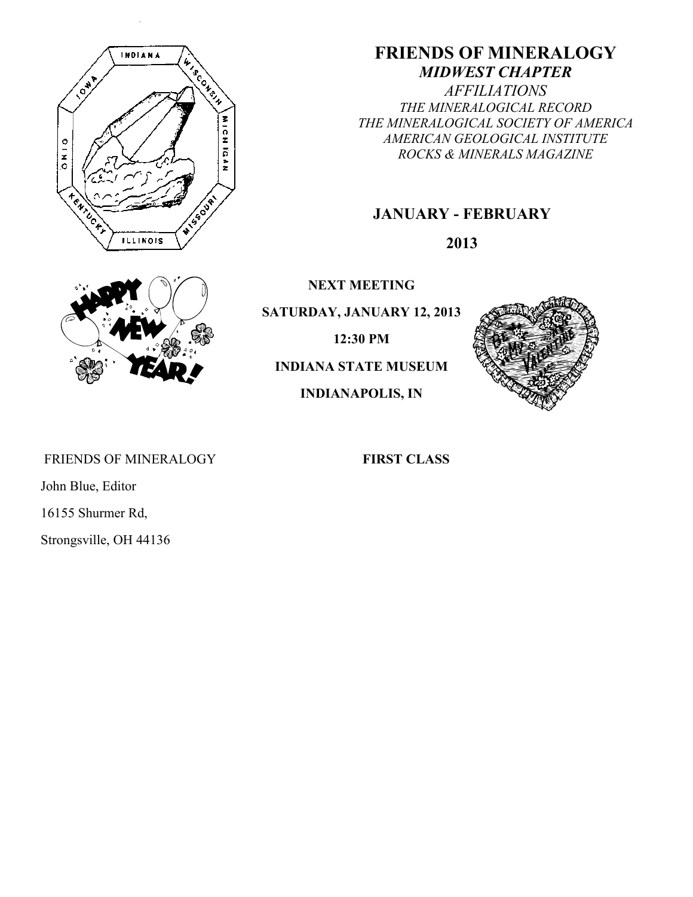# FRIENDS OF MINERALOGY

## *MIDWEST CHAPTER*

*AFFILIATIONS*

*THE MINERALOGICAL RECORD*

*THE MINERALOGICAL SOCIETY OF AMERICA*

*AMERICAN GEOLOGICAL INSTITUTE*

*ROCKS & MINERALS MAGAZINE*

**JANUARY - FEBRUARY**

**2013**

**NEXT MEETING**

**SATURDAY, JANUARY 12, 2013**

**12:30 PM**

**INDIANA STATE MUSEUM**

**INDIANAPOLIS, IN**

FRIENDS OF MINERALOGY

John Blue, Editor

16155 Shurmer Rd,

Strongsville, OH 44136

**FIRST CLASS**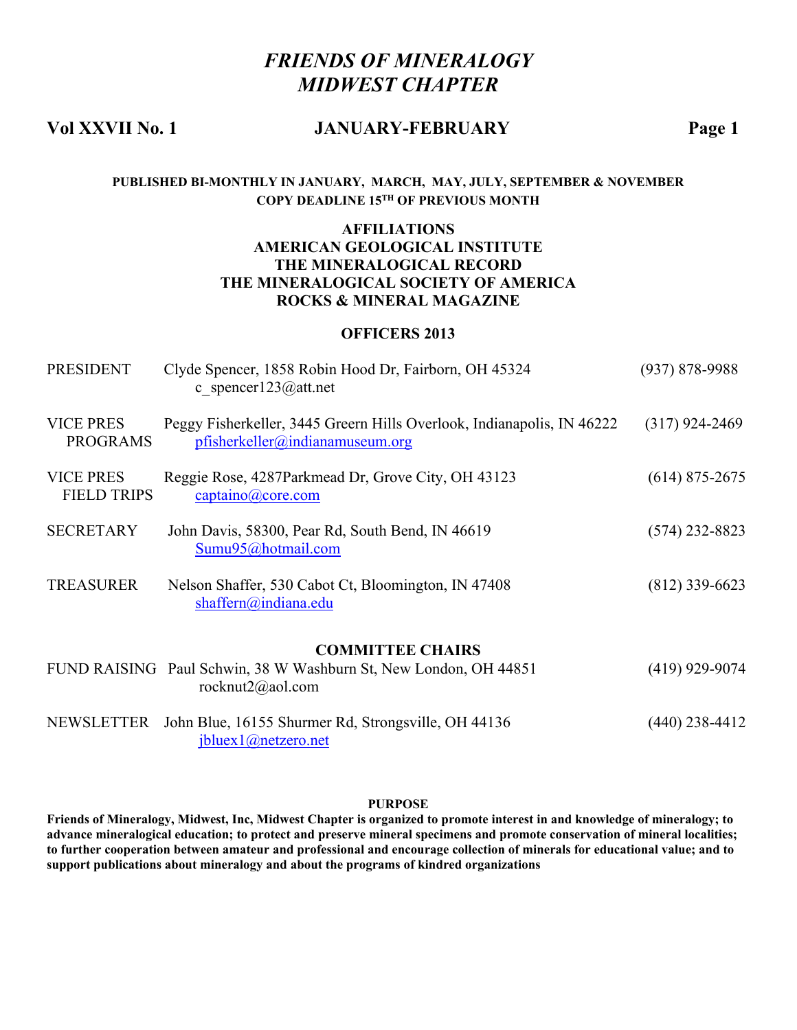# *FRIENDS OF MINERALOGY*
# *MIDWEST CHAPTER*

**Vol XXVII No. 1 — JANUARY-FEBRUARY**

**PUBLISHED BI-MONTHLY IN JANUARY, MARCH, MAY, JULY, SEPTEMBER & NOVEMBER**
**COPY DEADLINE 15TH OF PREVIOUS MONTH**

**AFFILIATIONS**
**AMERICAN GEOLOGICAL INSTITUTE**
**THE MINERALOGICAL RECORD**
**THE MINERALOGICAL SOCIETY OF AMERICA**
**ROCKS & MINERAL MAGAZINE**

## OFFICERS 2013

| | | |
|---|---|---|
| PRESIDENT | Clyde Spencer, 1858 Robin Hood Dr, Fairborn, OH 45324<br>c_spencer123@att.net | (937) 878-9988 |
| VICE PRES PROGRAMS | Peggy Fisherkeller, 3445 Greern Hills Overlook, Indianapolis, IN 46222<br>pfisherkeller@indianamuseum.org | (317) 924-2469 |
| VICE PRES FIELD TRIPS | Reggie Rose, 4287Parkmead Dr, Grove City, OH 43123<br>captaino@core.com | (614) 875-2675 |
| SECRETARY | John Davis, 58300, Pear Rd, South Bend, IN 46619<br>Sumu95@hotmail.com | (574) 232-8823 |
| TREASURER | Nelson Shaffer, 530 Cabot Ct, Bloomington, IN 47408<br>shaffern@indiana.edu | (812) 339-6623 |

## COMMITTEE CHAIRS

| | | |
|---|---|---|
| FUND RAISING | Paul Schwin, 38 W Washburn St, New London, OH 44851<br>rocknut2@aol.com | (419) 929-9074 |
| NEWSLETTER | John Blue, 16155 Shurmer Rd, Strongsville, OH 44136<br>jbluex1@netzero.net | (440) 238-4412 |

**PURPOSE**

**Friends of Mineralogy, Midwest, Inc, Midwest Chapter is organized to promote interest in and knowledge of mineralogy; to advance mineralogical education; to protect and preserve mineral specimens and promote conservation of mineral localities; to further cooperation between amateur and professional and encourage collection of minerals for educational value; and to support publications about mineralogy and about the programs of kindred organizations**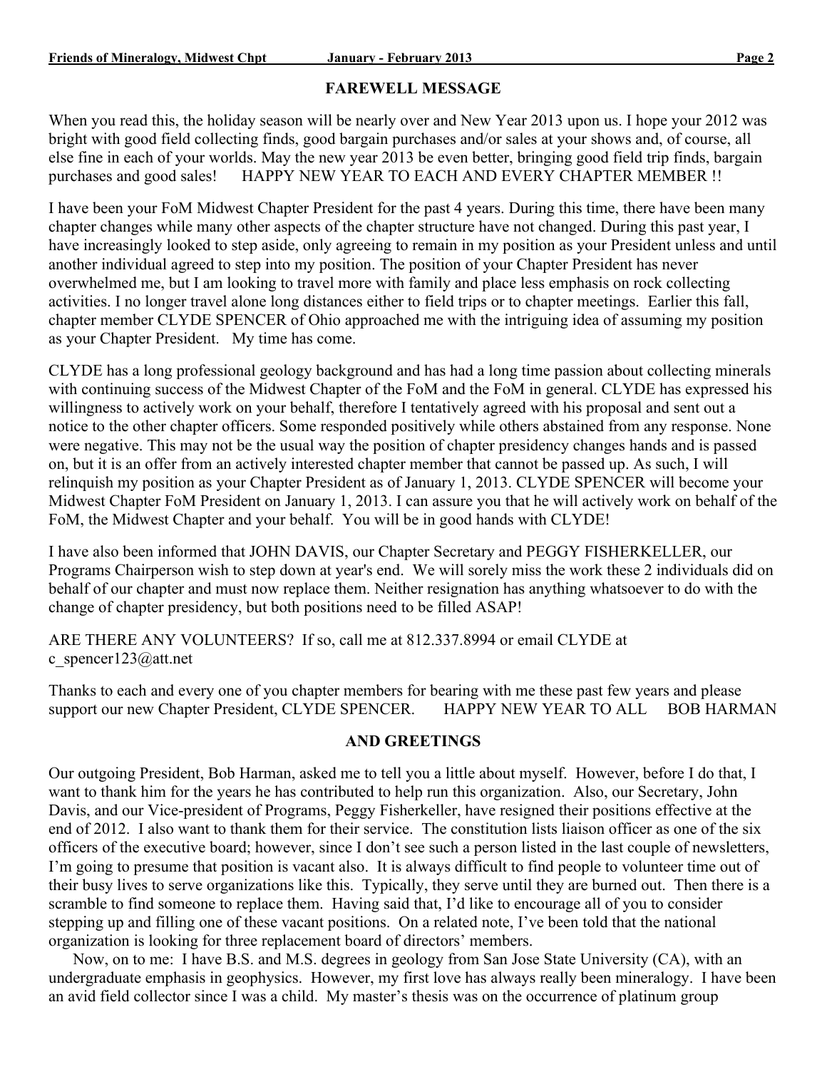## FAREWELL MESSAGE

When you read this, the holiday season will be nearly over and New Year 2013 upon us. I hope your 2012 was bright with good field collecting finds, good bargain purchases and/or sales at your shows and, of course, all else fine in each of your worlds. May the new year 2013 be even better, bringing good field trip finds, bargain purchases and good sales!     HAPPY NEW YEAR TO EACH AND EVERY CHAPTER MEMBER !!

I have been your FoM Midwest Chapter President for the past 4 years. During this time, there have been many chapter changes while many other aspects of the chapter structure have not changed. During this past year, I have increasingly looked to step aside, only agreeing to remain in my position as your President unless and until another individual agreed to step into my position. The position of your Chapter President has never overwhelmed me, but I am looking to travel more with family and place less emphasis on rock collecting activities. I no longer travel alone long distances either to field trips or to chapter meetings. Earlier this fall, chapter member CLYDE SPENCER of Ohio approached me with the intriguing idea of assuming my position as your Chapter President.  My time has come.

CLYDE has a long professional geology background and has had a long time passion about collecting minerals with continuing success of the Midwest Chapter of the FoM and the FoM in general. CLYDE has expressed his willingness to actively work on your behalf, therefore I tentatively agreed with his proposal and sent out a notice to the other chapter officers. Some responded positively while others abstained from any response. None were negative. This may not be the usual way the position of chapter presidency changes hands and is passed on, but it is an offer from an actively interested chapter member that cannot be passed up. As such, I will relinquish my position as your Chapter President as of January 1, 2013. CLYDE SPENCER will become your Midwest Chapter FoM President on January 1, 2013. I can assure you that he will actively work on behalf of the FoM, the Midwest Chapter and your behalf. You will be in good hands with CLYDE!

I have also been informed that JOHN DAVIS, our Chapter Secretary and PEGGY FISHERKELLER, our Programs Chairperson wish to step down at year's end. We will sorely miss the work these 2 individuals did on behalf of our chapter and must now replace them. Neither resignation has anything whatsoever to do with the change of chapter presidency, but both positions need to be filled ASAP!

ARE THERE ANY VOLUNTEERS? If so, call me at 812.337.8994 or email CLYDE at c_spencer123@att.net

Thanks to each and every one of you chapter members for bearing with me these past few years and please support our new Chapter President, CLYDE SPENCER.     HAPPY NEW YEAR TO ALL     BOB HARMAN

## AND GREETINGS

Our outgoing President, Bob Harman, asked me to tell you a little about myself. However, before I do that, I want to thank him for the years he has contributed to help run this organization. Also, our Secretary, John Davis, and our Vice-president of Programs, Peggy Fisherkeller, have resigned their positions effective at the end of 2012. I also want to thank them for their service. The constitution lists liaison officer as one of the six officers of the executive board; however, since I don't see such a person listed in the last couple of newsletters, I'm going to presume that position is vacant also. It is always difficult to find people to volunteer time out of their busy lives to serve organizations like this. Typically, they serve until they are burned out. Then there is a scramble to find someone to replace them. Having said that, I'd like to encourage all of you to consider stepping up and filling one of these vacant positions. On a related note, I've been told that the national organization is looking for three replacement board of directors' members.

Now, on to me: I have B.S. and M.S. degrees in geology from San Jose State University (CA), with an undergraduate emphasis in geophysics. However, my first love has always really been mineralogy. I have been an avid field collector since I was a child. My master's thesis was on the occurrence of platinum group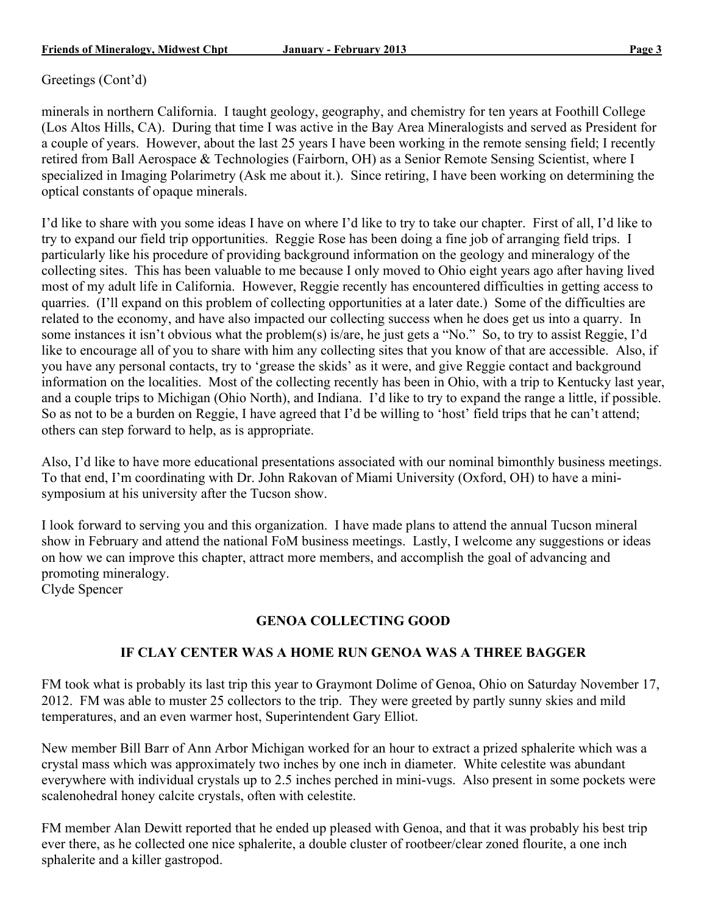Greetings (Cont'd)

minerals in northern California. I taught geology, geography, and chemistry for ten years at Foothill College (Los Altos Hills, CA). During that time I was active in the Bay Area Mineralogists and served as President for a couple of years. However, about the last 25 years I have been working in the remote sensing field; I recently retired from Ball Aerospace & Technologies (Fairborn, OH) as a Senior Remote Sensing Scientist, where I specialized in Imaging Polarimetry (Ask me about it.). Since retiring, I have been working on determining the optical constants of opaque minerals.

I'd like to share with you some ideas I have on where I'd like to try to take our chapter. First of all, I'd like to try to expand our field trip opportunities. Reggie Rose has been doing a fine job of arranging field trips. I particularly like his procedure of providing background information on the geology and mineralogy of the collecting sites. This has been valuable to me because I only moved to Ohio eight years ago after having lived most of my adult life in California. However, Reggie recently has encountered difficulties in getting access to quarries. (I'll expand on this problem of collecting opportunities at a later date.) Some of the difficulties are related to the economy, and have also impacted our collecting success when he does get us into a quarry. In some instances it isn't obvious what the problem(s) is/are, he just gets a "No." So, to try to assist Reggie, I'd like to encourage all of you to share with him any collecting sites that you know of that are accessible. Also, if you have any personal contacts, try to 'grease the skids' as it were, and give Reggie contact and background information on the localities. Most of the collecting recently has been in Ohio, with a trip to Kentucky last year, and a couple trips to Michigan (Ohio North), and Indiana. I'd like to try to expand the range a little, if possible. So as not to be a burden on Reggie, I have agreed that I'd be willing to 'host' field trips that he can't attend; others can step forward to help, as is appropriate.

Also, I'd like to have more educational presentations associated with our nominal bimonthly business meetings. To that end, I'm coordinating with Dr. John Rakovan of Miami University (Oxford, OH) to have a mini-symposium at his university after the Tucson show.

I look forward to serving you and this organization. I have made plans to attend the annual Tucson mineral show in February and attend the national FoM business meetings. Lastly, I welcome any suggestions or ideas on how we can improve this chapter, attract more members, and accomplish the goal of advancing and promoting mineralogy.
Clyde Spencer

## GENOA COLLECTING GOOD

## IF CLAY CENTER WAS A HOME RUN GENOA WAS A THREE BAGGER

FM took what is probably its last trip this year to Graymont Dolime of Genoa, Ohio on Saturday November 17, 2012. FM was able to muster 25 collectors to the trip. They were greeted by partly sunny skies and mild temperatures, and an even warmer host, Superintendent Gary Elliot.

New member Bill Barr of Ann Arbor Michigan worked for an hour to extract a prized sphalerite which was a crystal mass which was approximately two inches by one inch in diameter. White celestite was abundant everywhere with individual crystals up to 2.5 inches perched in mini-vugs. Also present in some pockets were scalenohedral honey calcite crystals, often with celestite.

FM member Alan Dewitt reported that he ended up pleased with Genoa, and that it was probably his best trip ever there, as he collected one nice sphalerite, a double cluster of rootbeer/clear zoned flourite, a one inch sphalerite and a killer gastropod.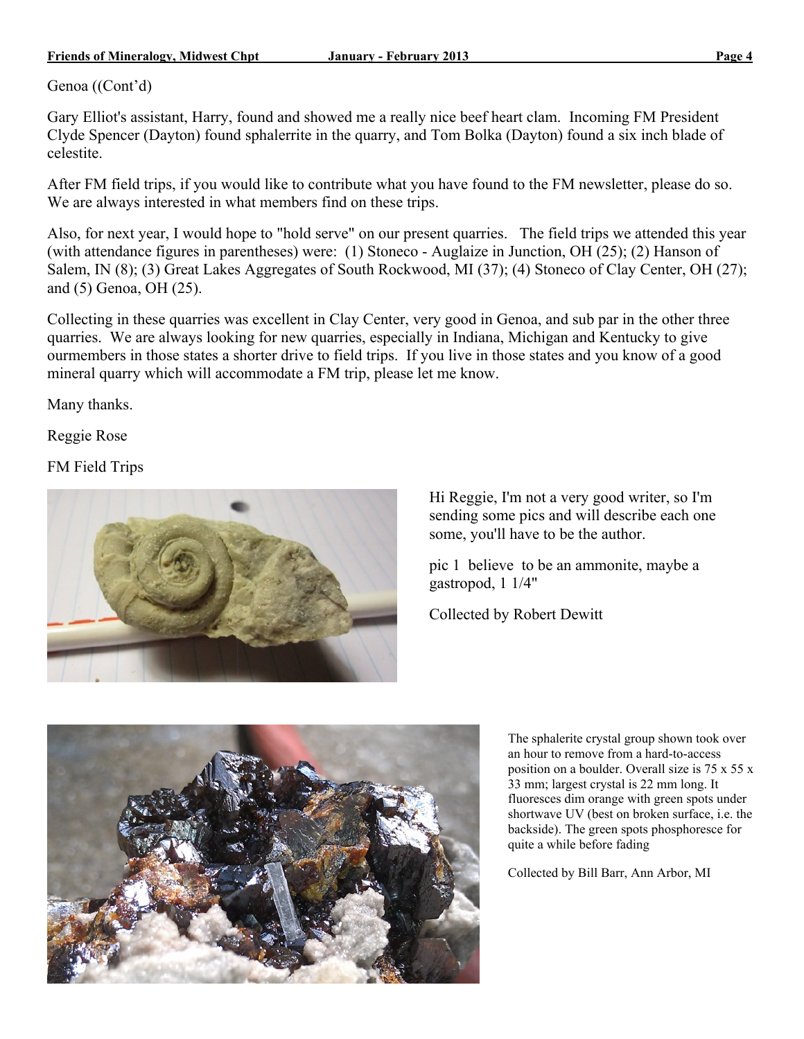Genoa ((Cont'd)

Gary Elliot's assistant, Harry, found and showed me a really nice beef heart clam. Incoming FM President Clyde Spencer (Dayton) found sphalerrite in the quarry, and Tom Bolka (Dayton) found a six inch blade of celestite.

After FM field trips, if you would like to contribute what you have found to the FM newsletter, please do so. We are always interested in what members find on these trips.

Also, for next year, I would hope to "hold serve" on our present quarries. The field trips we attended this year (with attendance figures in parentheses) were: (1) Stoneco - Auglaize in Junction, OH (25); (2) Hanson of Salem, IN (8); (3) Great Lakes Aggregates of South Rockwood, MI (37); (4) Stoneco of Clay Center, OH (27); and (5) Genoa, OH (25).

Collecting in these quarries was excellent in Clay Center, very good in Genoa, and sub par in the other three quarries. We are always looking for new quarries, especially in Indiana, Michigan and Kentucky to give ourmembers in those states a shorter drive to field trips. If you live in those states and you know of a good mineral quarry which will accommodate a FM trip, please let me know.

Many thanks.

Reggie Rose

FM Field Trips

Hi Reggie, I'm not a very good writer, so I'm sending some pics and will describe each one some, you'll have to be the author.

pic 1 believe to be an ammonite, maybe a gastropod, 1 1/4"

Collected by Robert Dewitt

The sphalerite crystal group shown took over an hour to remove from a hard-to-access position on a boulder. Overall size is 75 x 55 x 33 mm; largest crystal is 22 mm long. It fluoresces dim orange with green spots under shortwave UV (best on broken surface, i.e. the backside). The green spots phosphoresce for quite a while before fading

Collected by Bill Barr, Ann Arbor, MI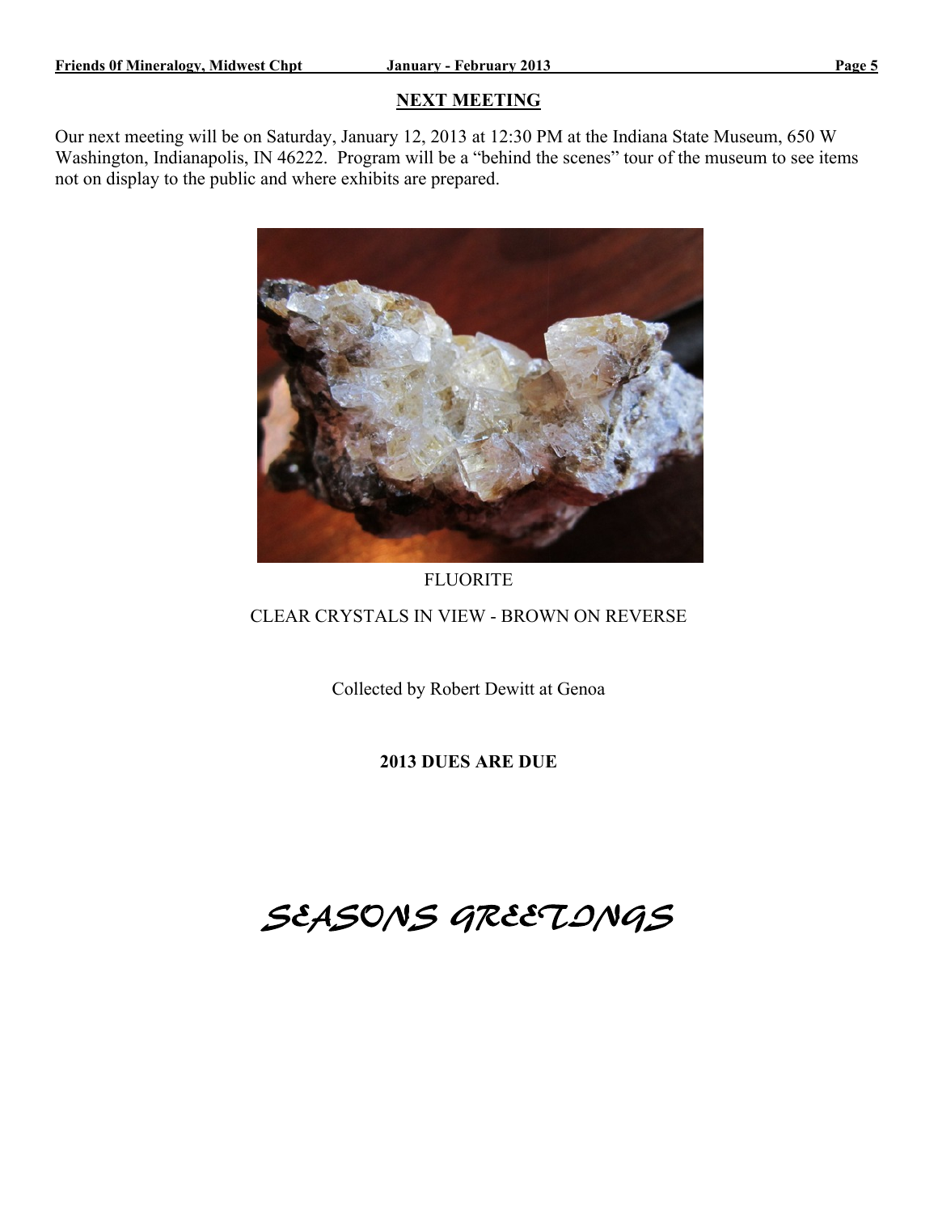## NEXT MEETING

Our next meeting will be on Saturday, January 12, 2013 at 12:30 PM at the Indiana State Museum, 650 W Washington, Indianapolis, IN 46222. Program will be a "behind the scenes" tour of the museum to see items not on display to the public and where exhibits are prepared.

FLUORITE

CLEAR CRYSTALS IN VIEW - BROWN ON REVERSE

Collected by Robert Dewitt at Genoa

**2013 DUES ARE DUE**

*SEASONS GREETINGS*